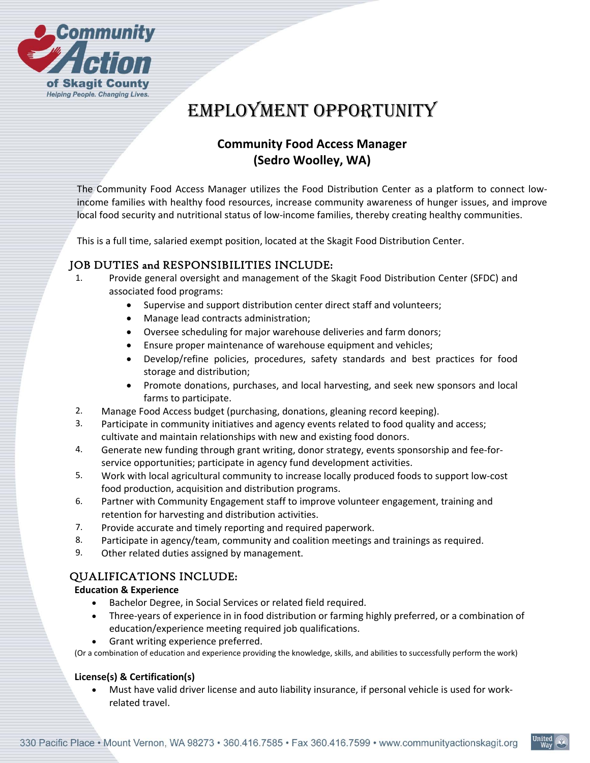# EMPLOYMENT OPPORTUNITY

## Community Food Access Manager
## (Sedro Woolley, WA)

The Community Food Access Manager utilizes the Food Distribution Center as a platform to connect low-income families with healthy food resources, increase community awareness of hunger issues, and improve local food security and nutritional status of low-income families, thereby creating healthy communities.

This is a full time, salaried exempt position, located at the Skagit Food Distribution Center.

## JOB DUTIES and RESPONSIBILITIES INCLUDE:

1. Provide general oversight and management of the Skagit Food Distribution Center (SFDC) and associated food programs:
   - Supervise and support distribution center direct staff and volunteers;
   - Manage lead contracts administration;
   - Oversee scheduling for major warehouse deliveries and farm donors;
   - Ensure proper maintenance of warehouse equipment and vehicles;
   - Develop/refine policies, procedures, safety standards and best practices for food storage and distribution;
   - Promote donations, purchases, and local harvesting, and seek new sponsors and local farms to participate.
2. Manage Food Access budget (purchasing, donations, gleaning record keeping).
3. Participate in community initiatives and agency events related to food quality and access; cultivate and maintain relationships with new and existing food donors.
4. Generate new funding through grant writing, donor strategy, events sponsorship and fee-for-service opportunities; participate in agency fund development activities.
5. Work with local agricultural community to increase locally produced foods to support low-cost food production, acquisition and distribution programs.
6. Partner with Community Engagement staff to improve volunteer engagement, training and retention for harvesting and distribution activities.
7. Provide accurate and timely reporting and required paperwork.
8. Participate in agency/team, community and coalition meetings and trainings as required.
9. Other related duties assigned by management.

## QUALIFICATIONS INCLUDE:

**Education & Experience**

- Bachelor Degree, in Social Services or related field required.
- Three-years of experience in in food distribution or farming highly preferred, or a combination of education/experience meeting required job qualifications.
- Grant writing experience preferred.

(Or a combination of education and experience providing the knowledge, skills, and abilities to successfully perform the work)

**License(s) & Certification(s)**

- Must have valid driver license and auto liability insurance, if personal vehicle is used for work-related travel.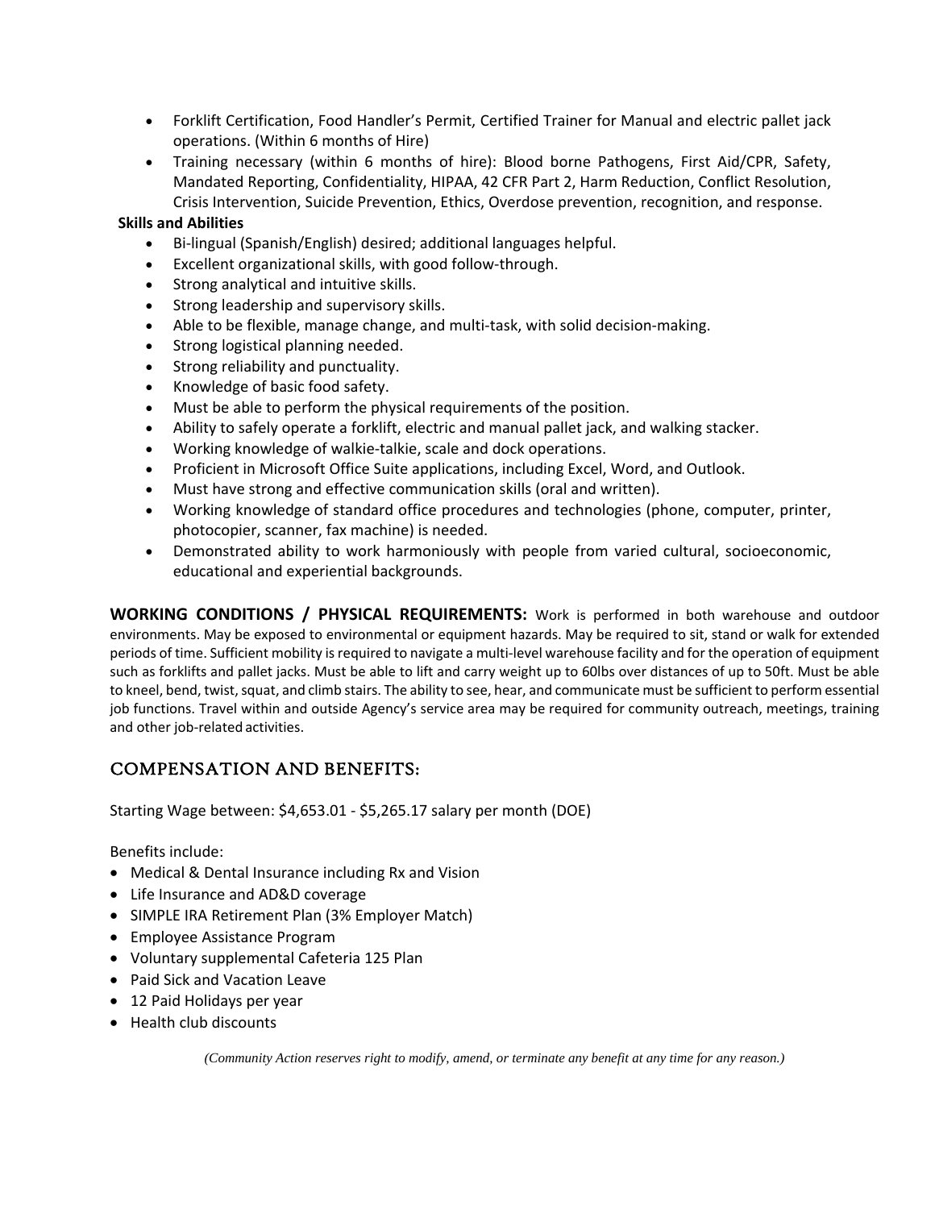- Forklift Certification, Food Handler's Permit, Certified Trainer for Manual and electric pallet jack operations. (Within 6 months of Hire)
- Training necessary (within 6 months of hire): Blood borne Pathogens, First Aid/CPR, Safety, Mandated Reporting, Confidentiality, HIPAA, 42 CFR Part 2, Harm Reduction, Conflict Resolution, Crisis Intervention, Suicide Prevention, Ethics, Overdose prevention, recognition, and response.

**Skills and Abilities**

- Bi-lingual (Spanish/English) desired; additional languages helpful.
- Excellent organizational skills, with good follow-through.
- Strong analytical and intuitive skills.
- Strong leadership and supervisory skills.
- Able to be flexible, manage change, and multi-task, with solid decision-making.
- Strong logistical planning needed.
- Strong reliability and punctuality.
- Knowledge of basic food safety.
- Must be able to perform the physical requirements of the position.
- Ability to safely operate a forklift, electric and manual pallet jack, and walking stacker.
- Working knowledge of walkie-talkie, scale and dock operations.
- Proficient in Microsoft Office Suite applications, including Excel, Word, and Outlook.
- Must have strong and effective communication skills (oral and written).
- Working knowledge of standard office procedures and technologies (phone, computer, printer, photocopier, scanner, fax machine) is needed.
- Demonstrated ability to work harmoniously with people from varied cultural, socioeconomic, educational and experiential backgrounds.

**WORKING CONDITIONS / PHYSICAL REQUIREMENTS:** Work is performed in both warehouse and outdoor environments. May be exposed to environmental or equipment hazards. May be required to sit, stand or walk for extended periods of time. Sufficient mobility is required to navigate a multi-level warehouse facility and for the operation of equipment such as forklifts and pallet jacks. Must be able to lift and carry weight up to 60lbs over distances of up to 50ft. Must be able to kneel, bend, twist, squat, and climb stairs. The ability to see, hear, and communicate must be sufficient to perform essential job functions. Travel within and outside Agency's service area may be required for community outreach, meetings, training and other job-related activities.

## COMPENSATION AND BENEFITS:

Starting Wage between: $4,653.01 - $5,265.17 salary per month (DOE)

Benefits include:

- Medical & Dental Insurance including Rx and Vision
- Life Insurance and AD&D coverage
- SIMPLE IRA Retirement Plan (3% Employer Match)
- Employee Assistance Program
- Voluntary supplemental Cafeteria 125 Plan
- Paid Sick and Vacation Leave
- 12 Paid Holidays per year
- Health club discounts

*(Community Action reserves right to modify, amend, or terminate any benefit at any time for any reason.)*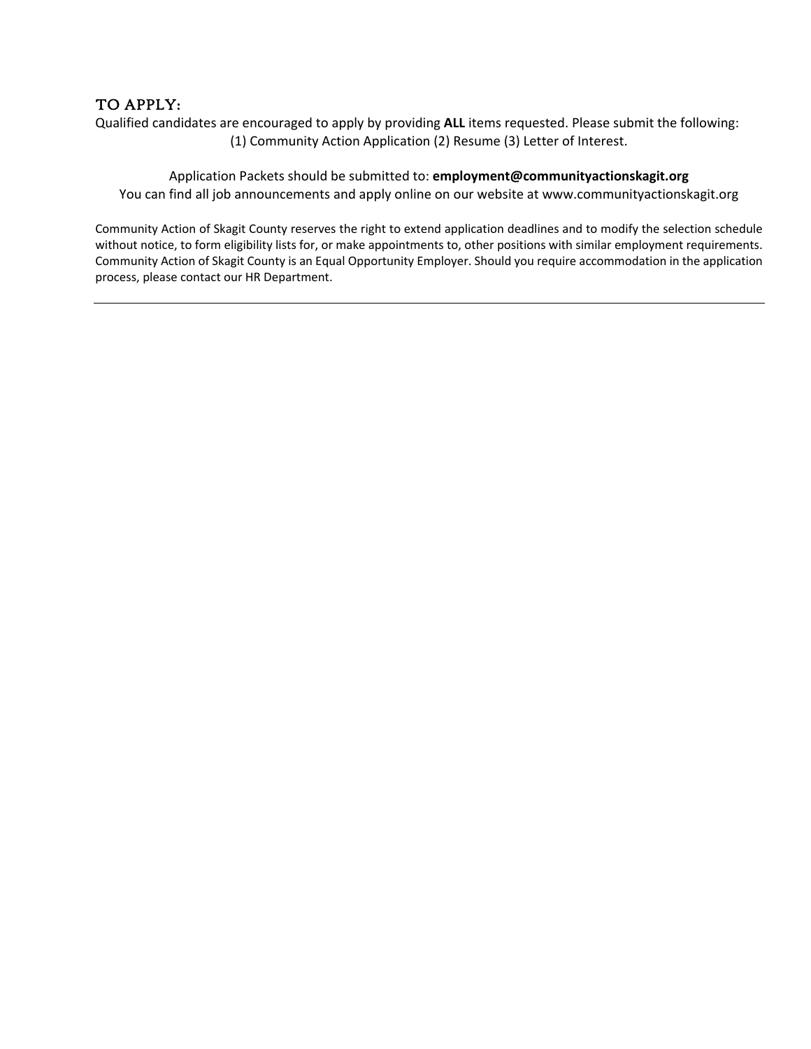## TO APPLY:

Qualified candidates are encouraged to apply by providing **ALL** items requested. Please submit the following: (1) Community Action Application (2) Resume (3) Letter of Interest.

Application Packets should be submitted to: **employment@communityactionskagit.org**
You can find all job announcements and apply online on our website at www.communityactionskagit.org

Community Action of Skagit County reserves the right to extend application deadlines and to modify the selection schedule without notice, to form eligibility lists for, or make appointments to, other positions with similar employment requirements. Community Action of Skagit County is an Equal Opportunity Employer. Should you require accommodation in the application process, please contact our HR Department.

---